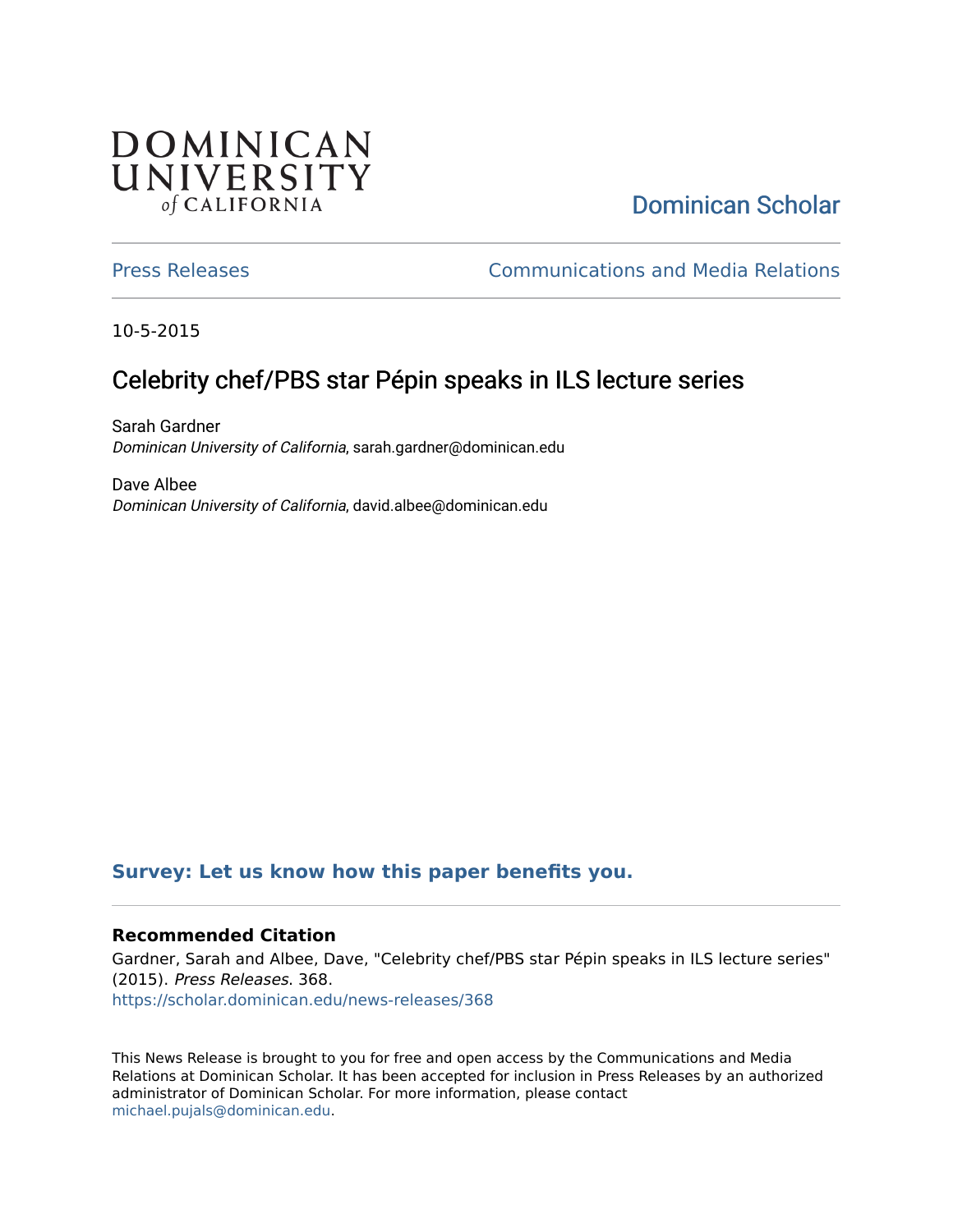DOMINICAN UNIVERSITY of CALIFORNIA

Dominican Scholar

Press Releases | Communications and Media Relations

10-5-2015

# Celebrity chef/PBS star Pépin speaks in ILS lecture series

Sarah Gardner
*Dominican University of California*, sarah.gardner@dominican.edu

Dave Albee
*Dominican University of California*, david.albee@dominican.edu

**Survey: Let us know how this paper benefits you.**

### Recommended Citation

Gardner, Sarah and Albee, Dave, "Celebrity chef/PBS star Pépin speaks in ILS lecture series" (2015). *Press Releases*. 368.
https://scholar.dominican.edu/news-releases/368

This News Release is brought to you for free and open access by the Communications and Media Relations at Dominican Scholar. It has been accepted for inclusion in Press Releases by an authorized administrator of Dominican Scholar. For more information, please contact michael.pujals@dominican.edu.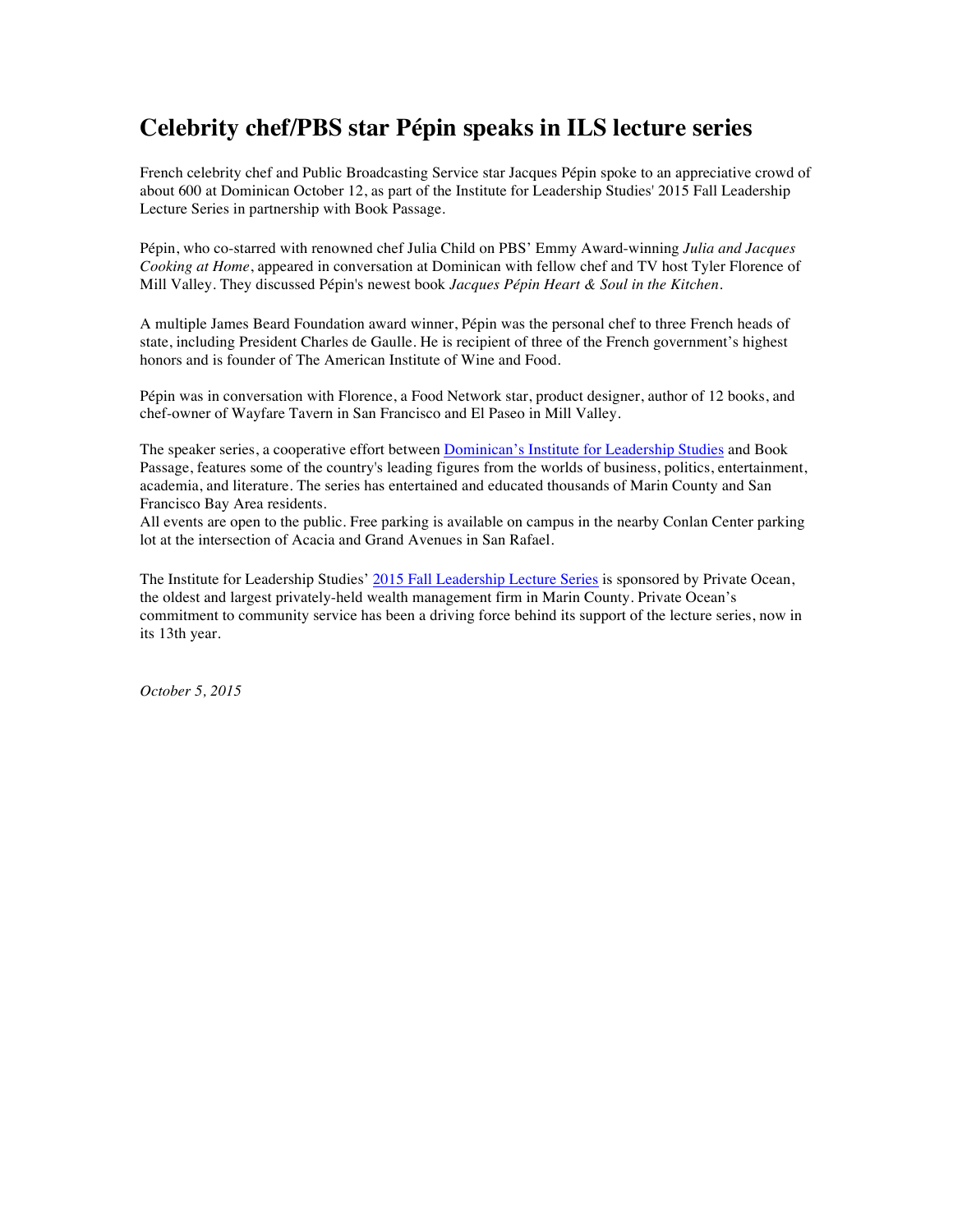# Celebrity chef/PBS star Pépin speaks in ILS lecture series

French celebrity chef and Public Broadcasting Service star Jacques Pépin spoke to an appreciative crowd of about 600 at Dominican October 12, as part of the Institute for Leadership Studies' 2015 Fall Leadership Lecture Series in partnership with Book Passage.

Pépin, who co-starred with renowned chef Julia Child on PBS' Emmy Award-winning *Julia and Jacques Cooking at Home*, appeared in conversation at Dominican with fellow chef and TV host Tyler Florence of Mill Valley. They discussed Pépin's newest book *Jacques Pépin Heart & Soul in the Kitchen*.

A multiple James Beard Foundation award winner, Pépin was the personal chef to three French heads of state, including President Charles de Gaulle. He is recipient of three of the French government's highest honors and is founder of The American Institute of Wine and Food.

Pépin was in conversation with Florence, a Food Network star, product designer, author of 12 books, and chef-owner of Wayfare Tavern in San Francisco and El Paseo in Mill Valley.

The speaker series, a cooperative effort between Dominican's Institute for Leadership Studies and Book Passage, features some of the country's leading figures from the worlds of business, politics, entertainment, academia, and literature. The series has entertained and educated thousands of Marin County and San Francisco Bay Area residents.
All events are open to the public. Free parking is available on campus in the nearby Conlan Center parking lot at the intersection of Acacia and Grand Avenues in San Rafael.

The Institute for Leadership Studies' 2015 Fall Leadership Lecture Series is sponsored by Private Ocean, the oldest and largest privately-held wealth management firm in Marin County. Private Ocean's commitment to community service has been a driving force behind its support of the lecture series, now in its 13th year.

*October 5, 2015*